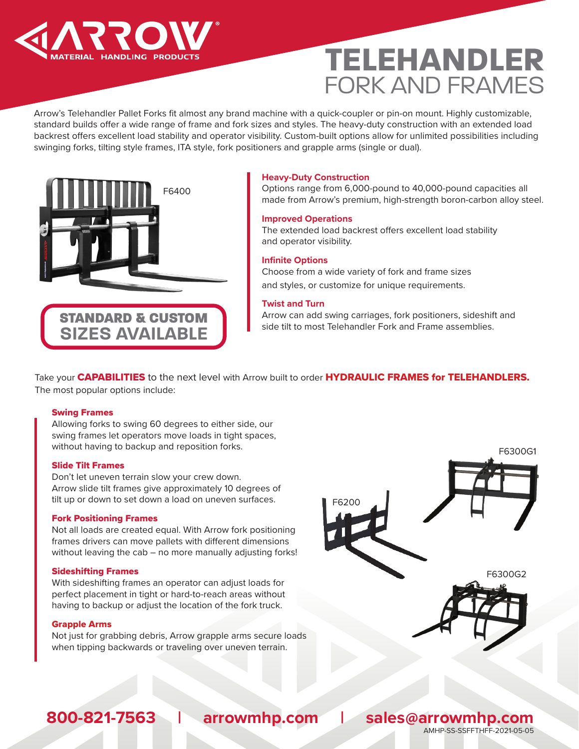# TELEHANDLER FORK AND FRAMES

ARROW MATERIAL HANDLING PRODUCTS

Arrow's Telehandler Pallet Forks fit almost any brand machine with a quick-coupler or pin-on mount. Highly customizable, standard builds offer a wide range of frame and fork sizes and styles. The heavy-duty construction with an extended load backrest offers excellent load stability and operator visibility. Custom-built options allow for unlimited possibilities including swinging forks, tilting style frames, ITA style, fork positioners and grapple arms (single or dual).

F6400

**STANDARD & CUSTOM SIZES AVAILABLE**

### Heavy-Duty Construction

Options range from 6,000-pound to 40,000-pound capacities all made from Arrow's premium, high-strength boron-carbon alloy steel.

### Improved Operations

The extended load backrest offers excellent load stability and operator visibility.

### Infinite Options

Choose from a wide variety of fork and frame sizes and styles, or customize for unique requirements.

### Twist and Turn

Arrow can add swing carriages, fork positioners, sideshift and side tilt to most Telehandler Fork and Frame assemblies.

Take your **CAPABILITIES** to the next level with Arrow built to order **HYDRAULIC FRAMES for TELEHANDLERS.** The most popular options include:

### Swing Frames

Allowing forks to swing 60 degrees to either side, our swing frames let operators move loads in tight spaces, without having to backup and reposition forks.

### Slide Tilt Frames

Don't let uneven terrain slow your crew down. Arrow slide tilt frames give approximately 10 degrees of tilt up or down to set down a load on uneven surfaces.

### Fork Positioning Frames

Not all loads are created equal. With Arrow fork positioning frames drivers can move pallets with different dimensions without leaving the cab – no more manually adjusting forks!

### Sideshifting Frames

With sideshifting frames an operator can adjust loads for perfect placement in tight or hard-to-reach areas without having to backup or adjust the location of the fork truck.

### Grapple Arms

Not just for grabbing debris, Arrow grapple arms secure loads when tipping backwards or traveling over uneven terrain.

F6300G1

F6200

F6300G2

**800-821-7563 | arrowmhp.com | sales@arrowmhp.com**

AMHP-SS-SSFFTHFF-2021-05-05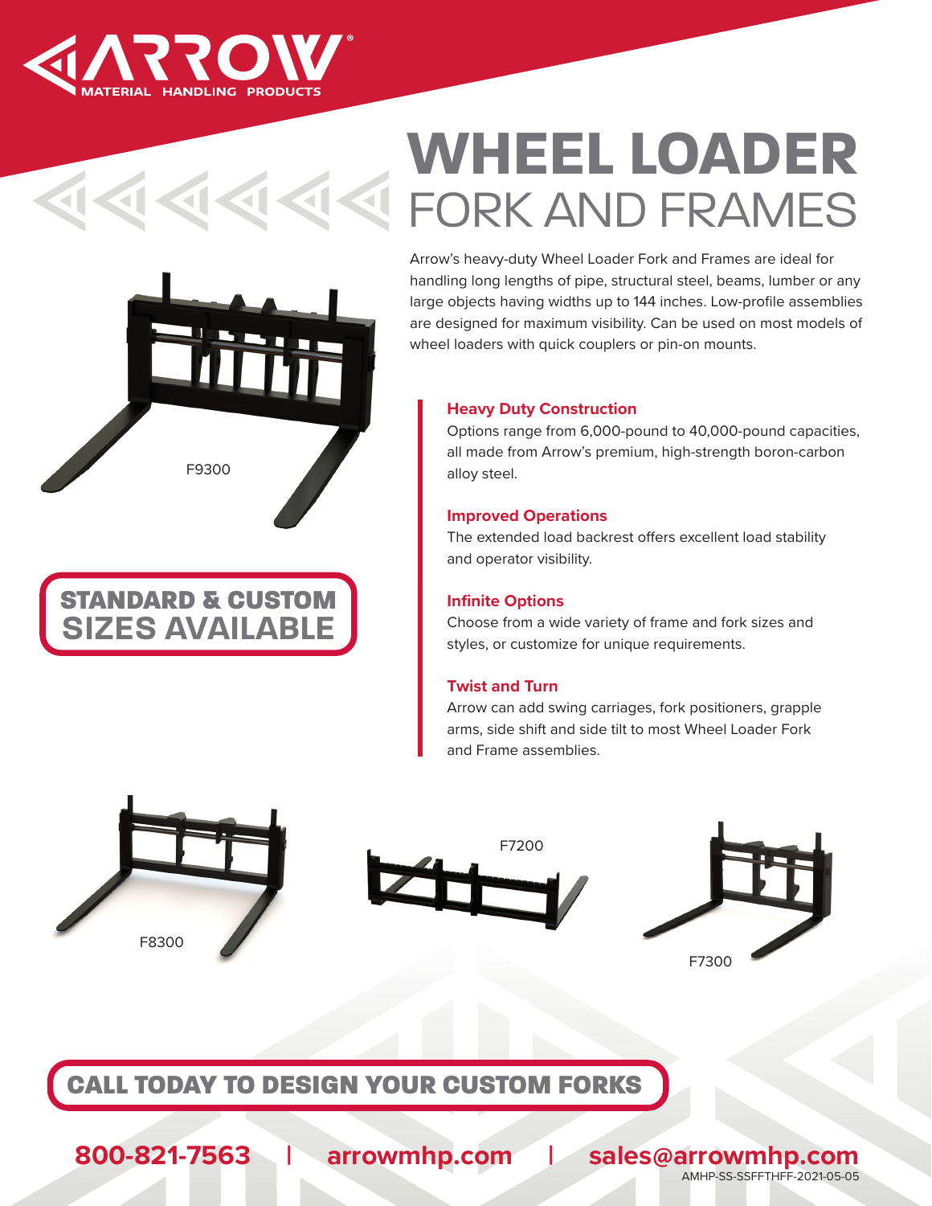ARROW® MATERIAL HANDLING PRODUCTS

# WHEEL LOADER
## FORK AND FRAMES

Arrow's heavy-duty Wheel Loader Fork and Frames are ideal for handling long lengths of pipe, structural steel, beams, lumber or any large objects having widths up to 144 inches. Low-profile assemblies are designed for maximum visibility. Can be used on most models of wheel loaders with quick couplers or pin-on mounts.

F9300

**STANDARD & CUSTOM SIZES AVAILABLE**

### Heavy Duty Construction

Options range from 6,000-pound to 40,000-pound capacities, all made from Arrow's premium, high-strength boron-carbon alloy steel.

### Improved Operations

The extended load backrest offers excellent load stability and operator visibility.

### Infinite Options

Choose from a wide variety of frame and fork sizes and styles, or customize for unique requirements.

### Twist and Turn

Arrow can add swing carriages, fork positioners, grapple arms, side shift and side tilt to most Wheel Loader Fork and Frame assemblies.

F8300

F7200

F7300

**CALL TODAY TO DESIGN YOUR CUSTOM FORKS**

**800-821-7563 | arrowmhp.com | sales@arrowmhp.com**

AMHP-SS-SSFFTHFF-2021-05-05